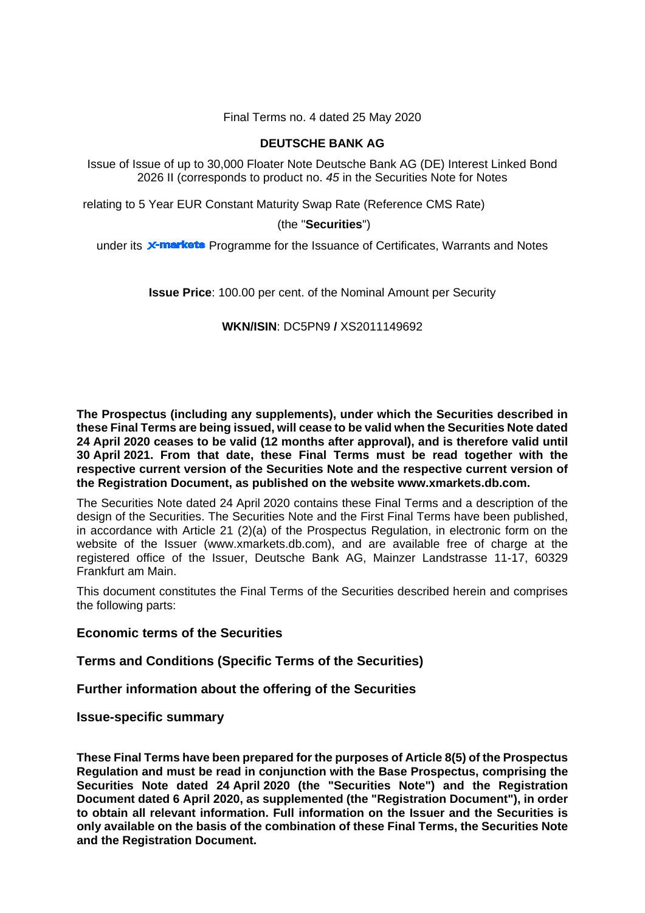Final Terms no. 4 dated 25 May 2020

**DEUTSCHE BANK AG**

Issue of Issue of up to 30,000 Floater Note Deutsche Bank AG (DE) Interest Linked Bond 2026 II (corresponds to product no. *45* in the Securities Note for Notes

relating to 5 Year EUR Constant Maturity Swap Rate (Reference CMS Rate)

(the "**Securities**")

under its X-markets Programme for the Issuance of Certificates, Warrants and Notes

**Issue Price**: 100.00 per cent. of the Nominal Amount per Security

**WKN/ISIN**: DC5PN9 **/** XS2011149692

**The Prospectus (including any supplements), under which the Securities described in these Final Terms are being issued, will cease to be valid when the Securities Note dated 24 April 2020 ceases to be valid (12 months after approval), and is therefore valid until 30 April 2021. From that date, these Final Terms must be read together with the respective current version of the Securities Note and the respective current version of the Registration Document, as published on the website www.xmarkets.db.com.**

The Securities Note dated 24 April 2020 contains these Final Terms and a description of the design of the Securities. The Securities Note and the First Final Terms have been published, in accordance with Article 21 (2)(a) of the Prospectus Regulation, in electronic form on the website of the Issuer (www.xmarkets.db.com), and are available free of charge at the registered office of the Issuer, Deutsche Bank AG, Mainzer Landstrasse 11-17, 60329 Frankfurt am Main.

This document constitutes the Final Terms of the Securities described herein and comprises the following parts:

**Economic terms of the Securities**

**Terms and Conditions (Specific Terms of the Securities)**

**Further information about the offering of the Securities**

**Issue-specific summary**

**These Final Terms have been prepared for the purposes of Article 8(5) of the Prospectus Regulation and must be read in conjunction with the Base Prospectus, comprising the Securities Note dated 24 April 2020 (the "Securities Note") and the Registration Document dated 6 April 2020, as supplemented (the "Registration Document"), in order to obtain all relevant information. Full information on the Issuer and the Securities is only available on the basis of the combination of these Final Terms, the Securities Note and the Registration Document.**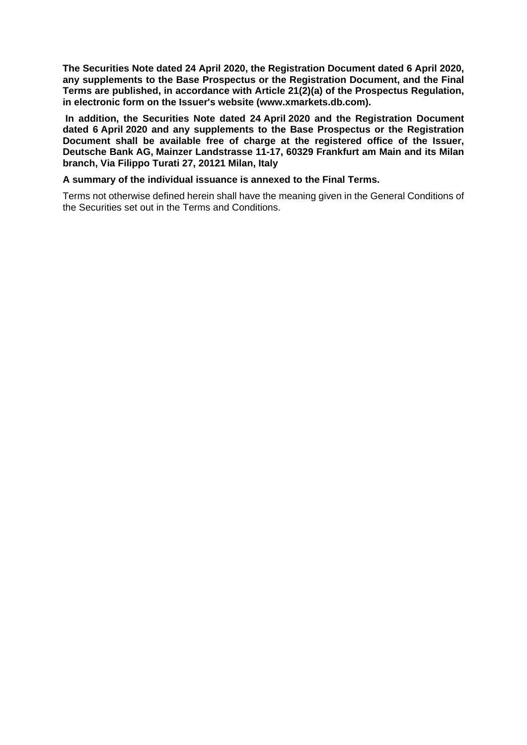**The Securities Note dated 24 April 2020, the Registration Document dated 6 April 2020, any supplements to the Base Prospectus or the Registration Document, and the Final Terms are published, in accordance with Article 21(2)(a) of the Prospectus Regulation, in electronic form on the Issuer's website (www.xmarkets.db.com).**

**In addition, the Securities Note dated 24 April 2020 and the Registration Document dated 6 April 2020 and any supplements to the Base Prospectus or the Registration Document shall be available free of charge at the registered office of the Issuer, Deutsche Bank AG, Mainzer Landstrasse 11-17, 60329 Frankfurt am Main and its Milan branch, Via Filippo Turati 27, 20121 Milan, Italy**

**A summary of the individual issuance is annexed to the Final Terms.**

Terms not otherwise defined herein shall have the meaning given in the General Conditions of the Securities set out in the Terms and Conditions.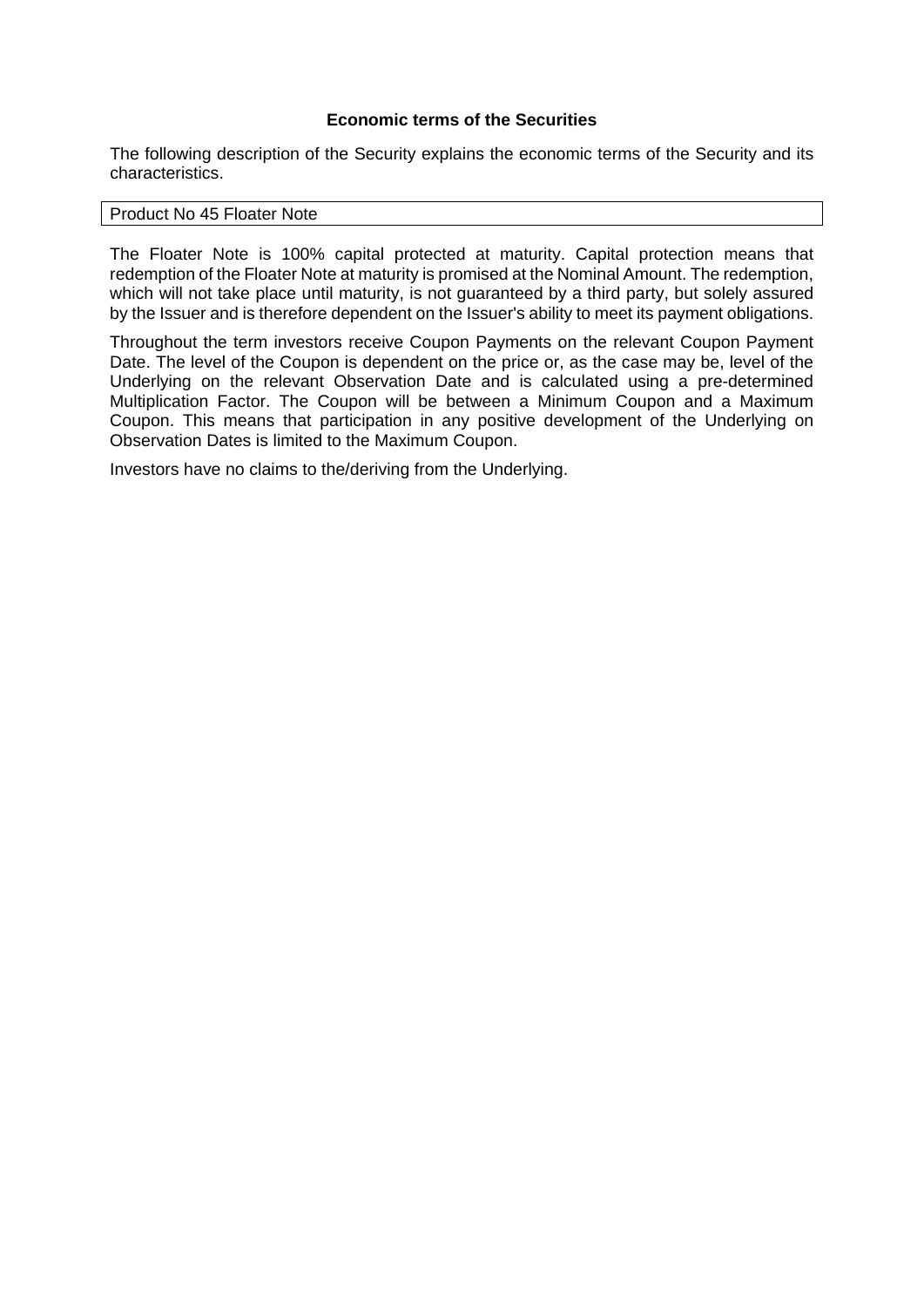## Economic terms of the Securities

The following description of the Security explains the economic terms of the Security and its characteristics.

| Product No 45 Floater Note |
|---|

The Floater Note is 100% capital protected at maturity. Capital protection means that redemption of the Floater Note at maturity is promised at the Nominal Amount. The redemption, which will not take place until maturity, is not guaranteed by a third party, but solely assured by the Issuer and is therefore dependent on the Issuer's ability to meet its payment obligations.

Throughout the term investors receive Coupon Payments on the relevant Coupon Payment Date. The level of the Coupon is dependent on the price or, as the case may be, level of the Underlying on the relevant Observation Date and is calculated using a pre-determined Multiplication Factor. The Coupon will be between a Minimum Coupon and a Maximum Coupon. This means that participation in any positive development of the Underlying on Observation Dates is limited to the Maximum Coupon.

Investors have no claims to the/deriving from the Underlying.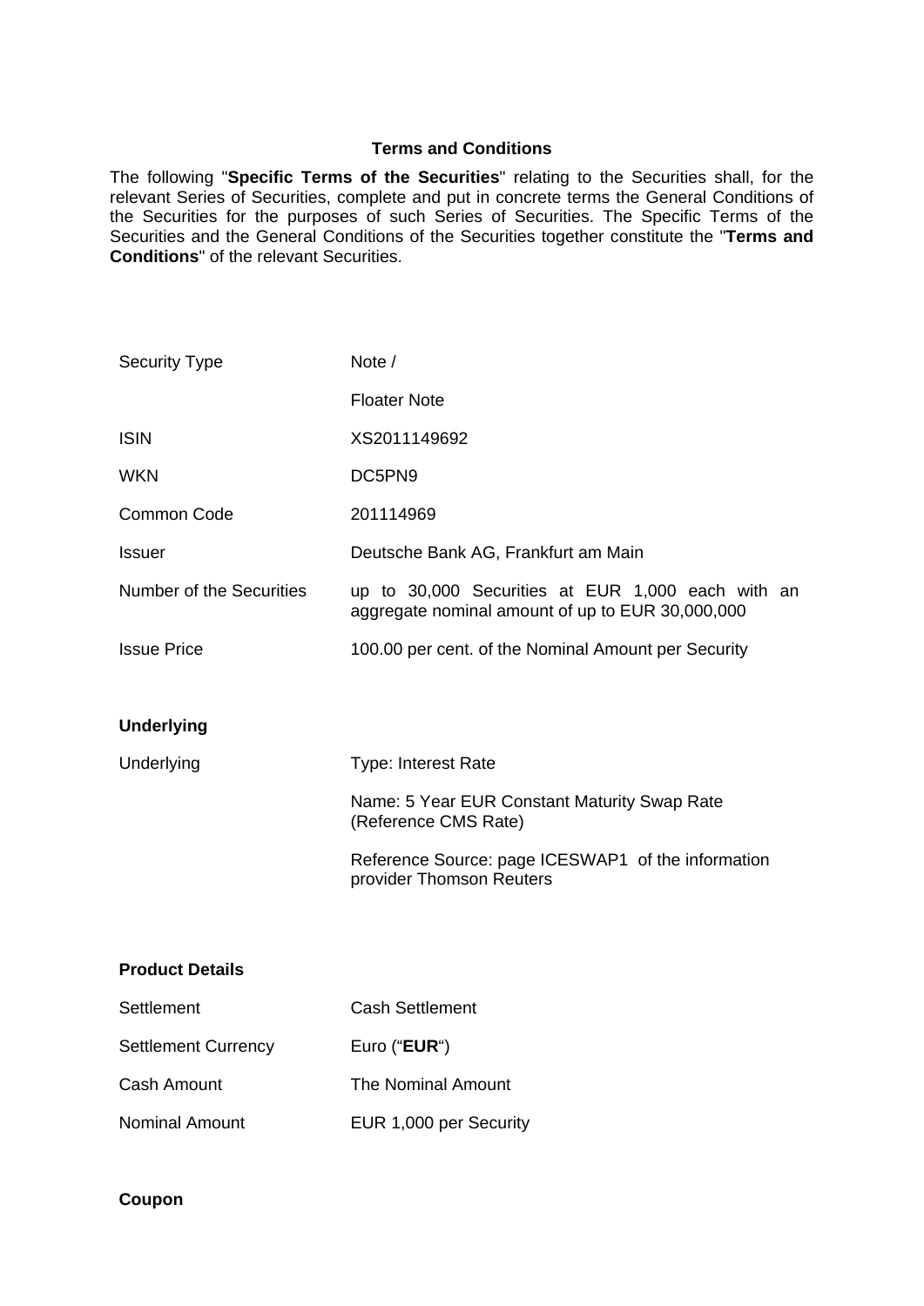## Terms and Conditions

The following "**Specific Terms of the Securities**" relating to the Securities shall, for the relevant Series of Securities, complete and put in concrete terms the General Conditions of the Securities for the purposes of such Series of Securities. The Specific Terms of the Securities and the General Conditions of the Securities together constitute the "**Terms and Conditions**" of the relevant Securities.

| | |
|---|---|
| Security Type | Note / |
| | Floater Note |
| ISIN | XS2011149692 |
| WKN | DC5PN9 |
| Common Code | 201114969 |
| Issuer | Deutsche Bank AG, Frankfurt am Main |
| Number of the Securities | up to 30,000 Securities at EUR 1,000 each with an aggregate nominal amount of up to EUR 30,000,000 |
| Issue Price | 100.00 per cent. of the Nominal Amount per Security |

**Underlying**

| | |
|---|---|
| Underlying | Type: Interest Rate |
| | Name: 5 Year EUR Constant Maturity Swap Rate (Reference CMS Rate) |
| | Reference Source: page ICESWAP1 of the information provider Thomson Reuters |

**Product Details**

| | |
|---|---|
| Settlement | Cash Settlement |
| Settlement Currency | Euro ("**EUR**") |
| Cash Amount | The Nominal Amount |
| Nominal Amount | EUR 1,000 per Security |

**Coupon**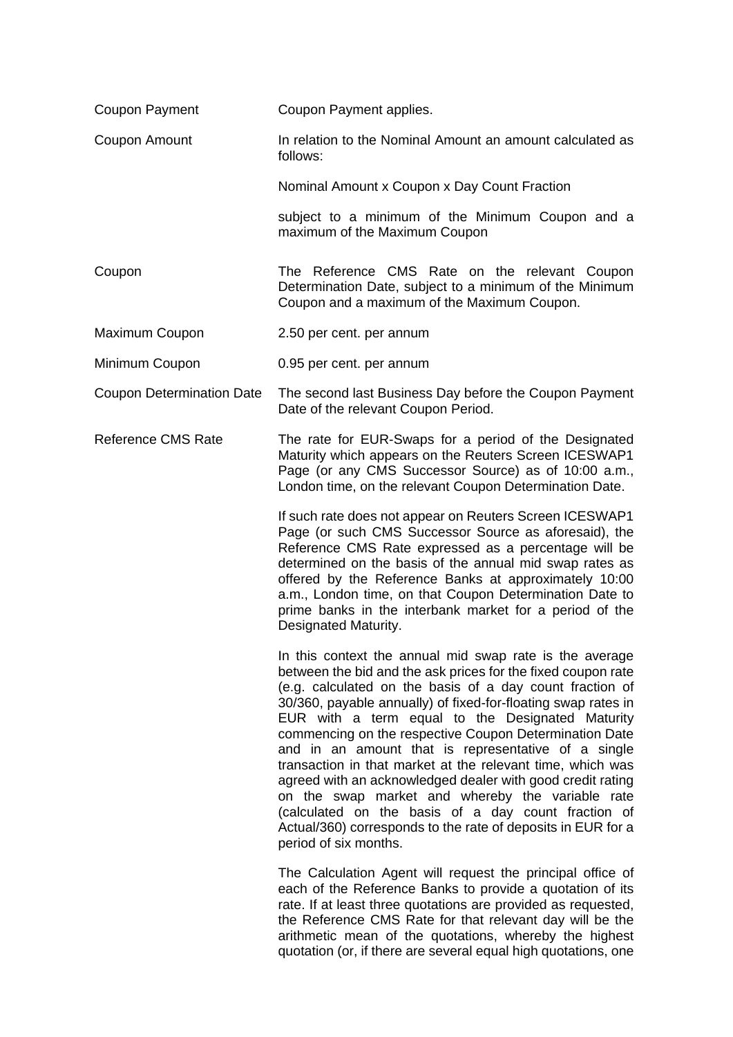| | |
|---|---|
| Coupon Payment | Coupon Payment applies. |
| Coupon Amount | In relation to the Nominal Amount an amount calculated as follows:<br><br>Nominal Amount x Coupon x Day Count Fraction<br><br>subject to a minimum of the Minimum Coupon and a maximum of the Maximum Coupon |
| Coupon | The Reference CMS Rate on the relevant Coupon Determination Date, subject to a minimum of the Minimum Coupon and a maximum of the Maximum Coupon. |
| Maximum Coupon | 2.50 per cent. per annum |
| Minimum Coupon | 0.95 per cent. per annum |
| Coupon Determination Date | The second last Business Day before the Coupon Payment Date of the relevant Coupon Period. |
| Reference CMS Rate | The rate for EUR-Swaps for a period of the Designated Maturity which appears on the Reuters Screen ICESWAP1 Page (or any CMS Successor Source) as of 10:00 a.m., London time, on the relevant Coupon Determination Date.<br><br>If such rate does not appear on Reuters Screen ICESWAP1 Page (or such CMS Successor Source as aforesaid), the Reference CMS Rate expressed as a percentage will be determined on the basis of the annual mid swap rates as offered by the Reference Banks at approximately 10:00 a.m., London time, on that Coupon Determination Date to prime banks in the interbank market for a period of the Designated Maturity.<br><br>In this context the annual mid swap rate is the average between the bid and the ask prices for the fixed coupon rate (e.g. calculated on the basis of a day count fraction of 30/360, payable annually) of fixed-for-floating swap rates in EUR with a term equal to the Designated Maturity commencing on the respective Coupon Determination Date and in an amount that is representative of a single transaction in that market at the relevant time, which was agreed with an acknowledged dealer with good credit rating on the swap market and whereby the variable rate (calculated on the basis of a day count fraction of Actual/360) corresponds to the rate of deposits in EUR for a period of six months.<br><br>The Calculation Agent will request the principal office of each of the Reference Banks to provide a quotation of its rate. If at least three quotations are provided as requested, the Reference CMS Rate for that relevant day will be the arithmetic mean of the quotations, whereby the highest quotation (or, if there are several equal high quotations, one |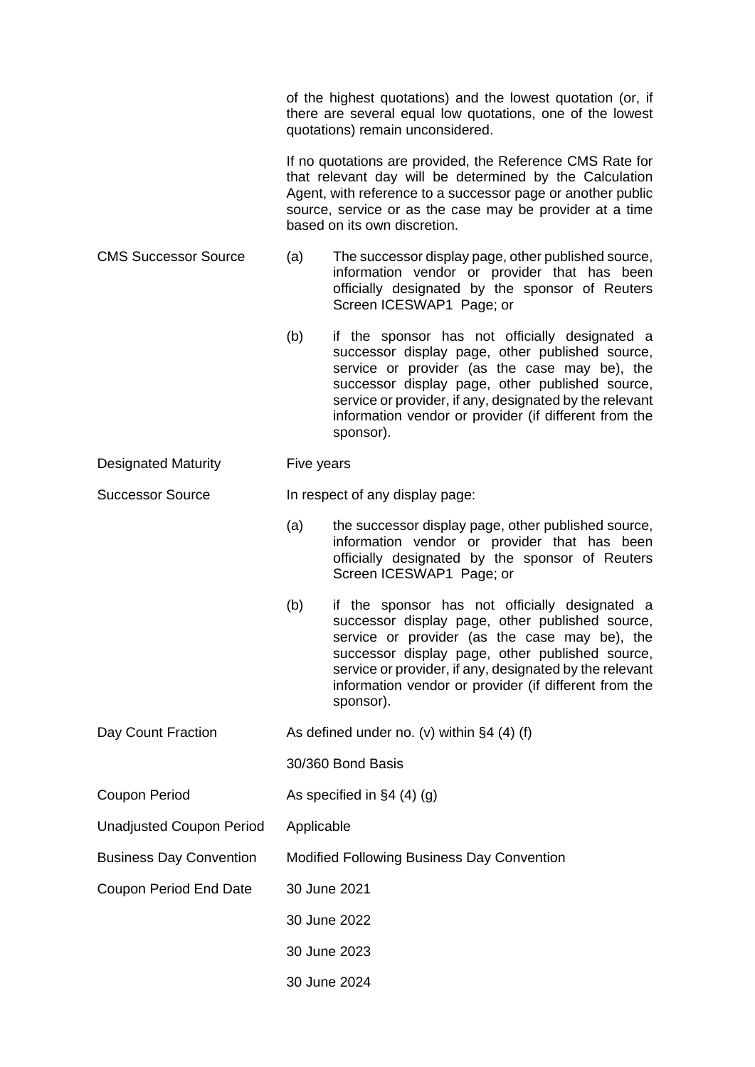of the highest quotations) and the lowest quotation (or, if there are several equal low quotations, one of the lowest quotations) remain unconsidered.

If no quotations are provided, the Reference CMS Rate for that relevant day will be determined by the Calculation Agent, with reference to a successor page or another public source, service or as the case may be provider at a time based on its own discretion.

| | |
|---|---|
| CMS Successor Source | (a) The successor display page, other published source, information vendor or provider that has been officially designated by the sponsor of Reuters Screen ICESWAP1 Page; or<br><br>(b) if the sponsor has not officially designated a successor display page, other published source, service or provider (as the case may be), the successor display page, other published source, service or provider, if any, designated by the relevant information vendor or provider (if different from the sponsor). |
| Designated Maturity | Five years |
| Successor Source | In respect of any display page:<br><br>(a) the successor display page, other published source, information vendor or provider that has been officially designated by the sponsor of Reuters Screen ICESWAP1 Page; or<br><br>(b) if the sponsor has not officially designated a successor display page, other published source, service or provider (as the case may be), the successor display page, other published source, service or provider, if any, designated by the relevant information vendor or provider (if different from the sponsor). |
| Day Count Fraction | As defined under no. (v) within §4 (4) (f)<br><br>30/360 Bond Basis |
| Coupon Period | As specified in §4 (4) (g) |
| Unadjusted Coupon Period | Applicable |
| Business Day Convention | Modified Following Business Day Convention |
| Coupon Period End Date | 30 June 2021<br><br>30 June 2022<br><br>30 June 2023<br><br>30 June 2024 |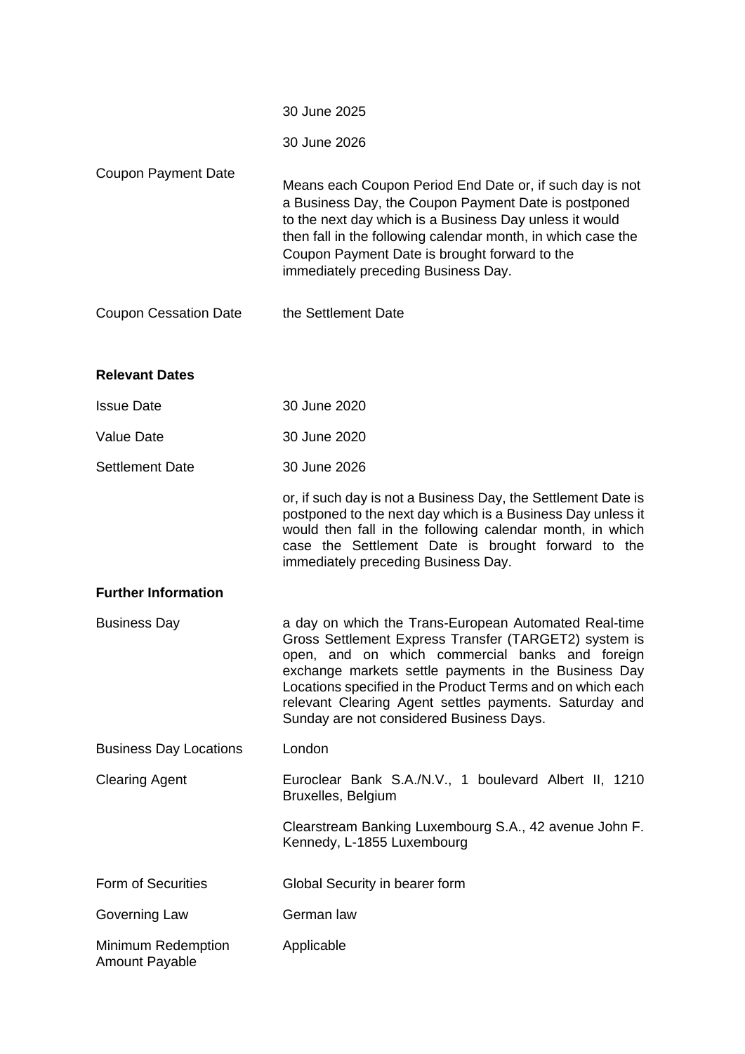| | |
|---|---|
| | 30 June 2025 |
| | 30 June 2026 |
| Coupon Payment Date | Means each Coupon Period End Date or, if such day is not a Business Day, the Coupon Payment Date is postponed to the next day which is a Business Day unless it would then fall in the following calendar month, in which case the Coupon Payment Date is brought forward to the immediately preceding Business Day. |
| Coupon Cessation Date | the Settlement Date |

**Relevant Dates**

| | |
|---|---|
| Issue Date | 30 June 2020 |
| Value Date | 30 June 2020 |
| Settlement Date | 30 June 2026 |
| | or, if such day is not a Business Day, the Settlement Date is postponed to the next day which is a Business Day unless it would then fall in the following calendar month, in which case the Settlement Date is brought forward to the immediately preceding Business Day. |

**Further Information**

| | |
|---|---|
| Business Day | a day on which the Trans-European Automated Real-time Gross Settlement Express Transfer (TARGET2) system is open, and on which commercial banks and foreign exchange markets settle payments in the Business Day Locations specified in the Product Terms and on which each relevant Clearing Agent settles payments. Saturday and Sunday are not considered Business Days. |
| Business Day Locations | London |
| Clearing Agent | Euroclear Bank S.A./N.V., 1 boulevard Albert II, 1210 Bruxelles, Belgium |
| | Clearstream Banking Luxembourg S.A., 42 avenue John F. Kennedy, L-1855 Luxembourg |
| Form of Securities | Global Security in bearer form |
| Governing Law | German law |
| Minimum Redemption Amount Payable | Applicable |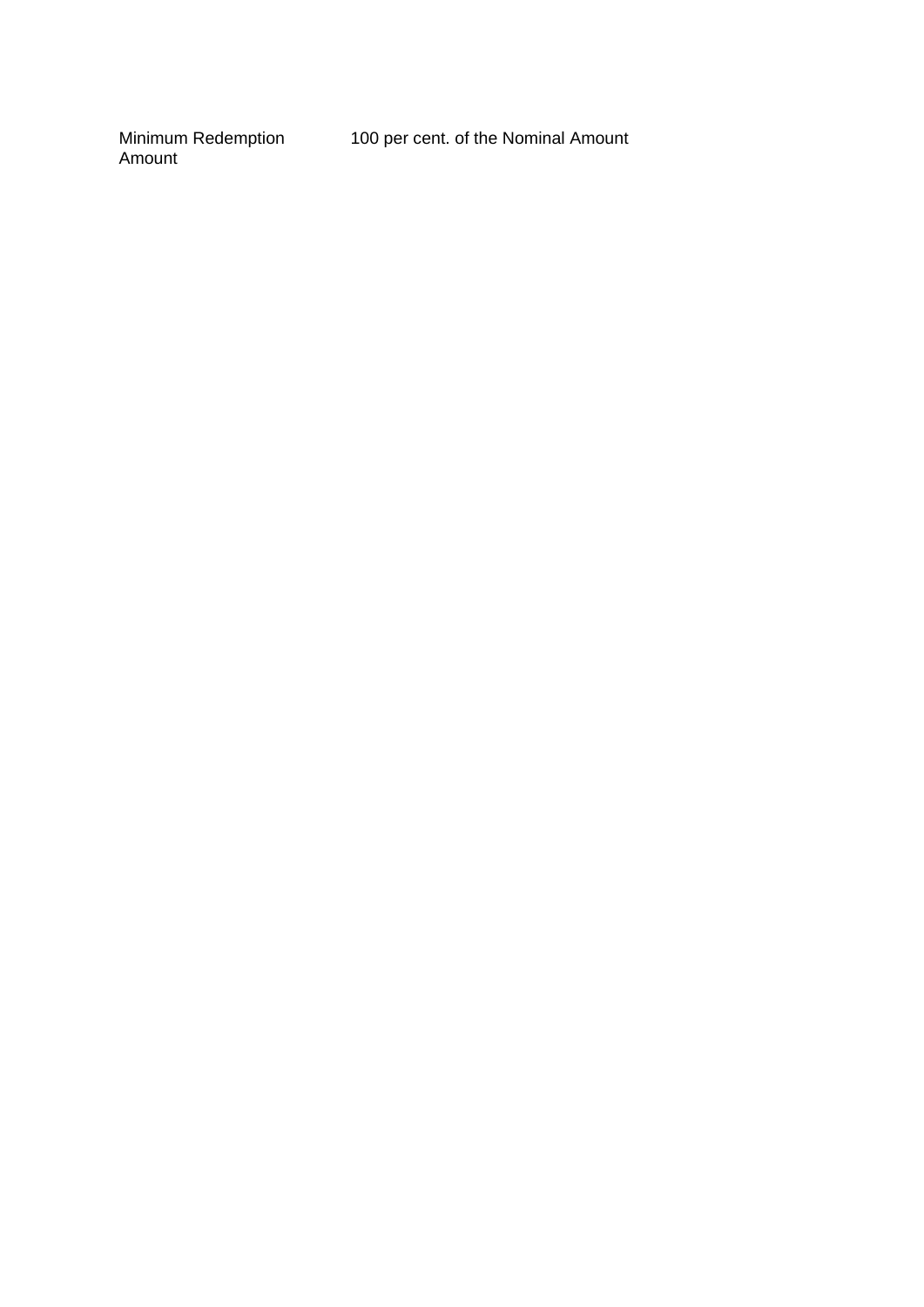| | |
|---|---|
| Minimum Redemption Amount | 100 per cent. of the Nominal Amount |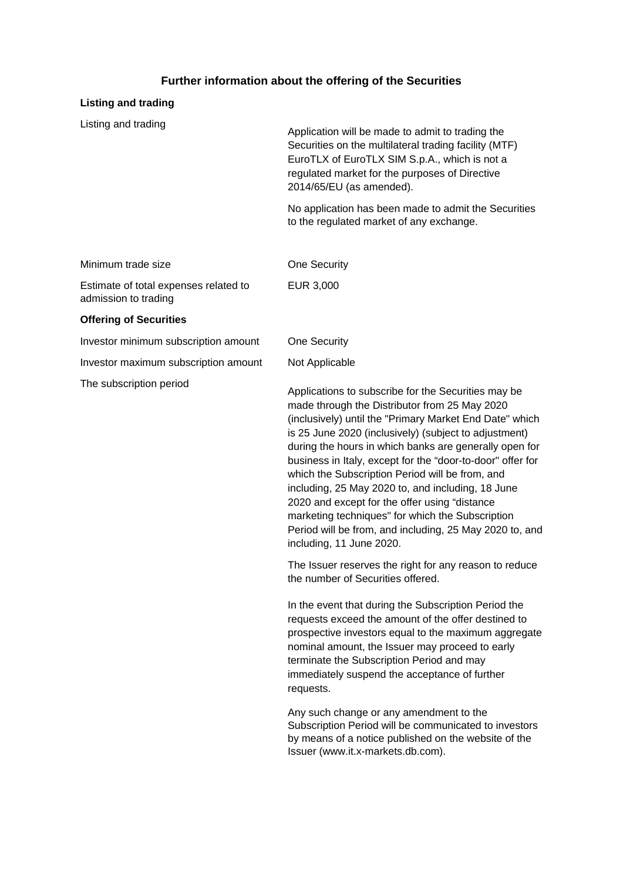# Further information about the offering of the Securities

## Listing and trading

| | |
|---|---|
| Listing and trading | Application will be made to admit to trading the Securities on the multilateral trading facility (MTF) EuroTLX of EuroTLX SIM S.p.A., which is not a regulated market for the purposes of Directive 2014/65/EU (as amended).<br><br>No application has been made to admit the Securities to the regulated market of any exchange. |
| Minimum trade size | One Security |
| Estimate of total expenses related to admission to trading | EUR 3,000 |

## Offering of Securities

| | |
|---|---|
| Investor minimum subscription amount | One Security |
| Investor maximum subscription amount | Not Applicable |
| The subscription period | Applications to subscribe for the Securities may be made through the Distributor from 25 May 2020 (inclusively) until the "Primary Market End Date" which is 25 June 2020 (inclusively) (subject to adjustment) during the hours in which banks are generally open for business in Italy, except for the "door-to-door" offer for which the Subscription Period will be from, and including, 25 May 2020 to, and including, 18 June 2020 and except for the offer using "distance marketing techniques" for which the Subscription Period will be from, and including, 25 May 2020 to, and including, 11 June 2020.<br><br>The Issuer reserves the right for any reason to reduce the number of Securities offered.<br><br>In the event that during the Subscription Period the requests exceed the amount of the offer destined to prospective investors equal to the maximum aggregate nominal amount, the Issuer may proceed to early terminate the Subscription Period and may immediately suspend the acceptance of further requests.<br><br>Any such change or any amendment to the Subscription Period will be communicated to investors by means of a notice published on the website of the Issuer (www.it.x-markets.db.com). |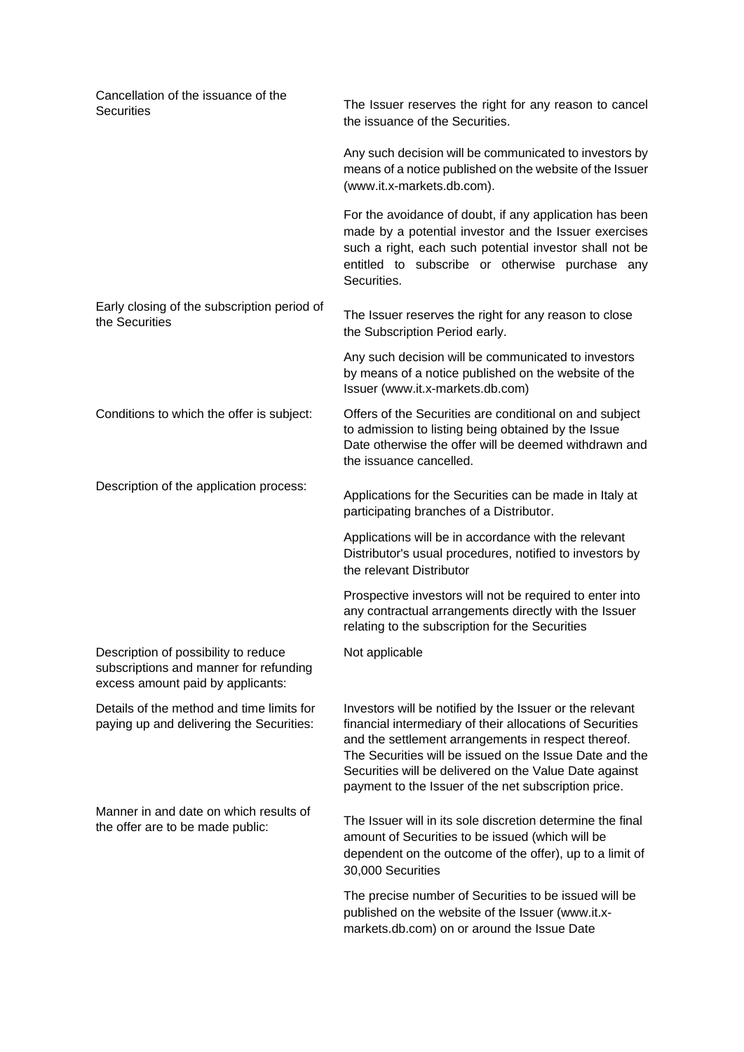| | |
|---|---|
| Cancellation of the issuance of the Securities | The Issuer reserves the right for any reason to cancel the issuance of the Securities.<br><br>Any such decision will be communicated to investors by means of a notice published on the website of the Issuer (www.it.x-markets.db.com).<br><br>For the avoidance of doubt, if any application has been made by a potential investor and the Issuer exercises such a right, each such potential investor shall not be entitled to subscribe or otherwise purchase any Securities. |
| Early closing of the subscription period of the Securities | The Issuer reserves the right for any reason to close the Subscription Period early.<br><br>Any such decision will be communicated to investors by means of a notice published on the website of the Issuer (www.it.x-markets.db.com) |
| Conditions to which the offer is subject: | Offers of the Securities are conditional on and subject to admission to listing being obtained by the Issue Date otherwise the offer will be deemed withdrawn and the issuance cancelled. |
| Description of the application process: | Applications for the Securities can be made in Italy at participating branches of a Distributor.<br><br>Applications will be in accordance with the relevant Distributor's usual procedures, notified to investors by the relevant Distributor<br><br>Prospective investors will not be required to enter into any contractual arrangements directly with the Issuer relating to the subscription for the Securities |
| Description of possibility to reduce subscriptions and manner for refunding excess amount paid by applicants: | Not applicable |
| Details of the method and time limits for paying up and delivering the Securities: | Investors will be notified by the Issuer or the relevant financial intermediary of their allocations of Securities and the settlement arrangements in respect thereof. The Securities will be issued on the Issue Date and the Securities will be delivered on the Value Date against payment to the Issuer of the net subscription price. |
| Manner in and date on which results of the offer are to be made public: | The Issuer will in its sole discretion determine the final amount of Securities to be issued (which will be dependent on the outcome of the offer), up to a limit of 30,000 Securities<br><br>The precise number of Securities to be issued will be published on the website of the Issuer (www.it.x-markets.db.com) on or around the Issue Date |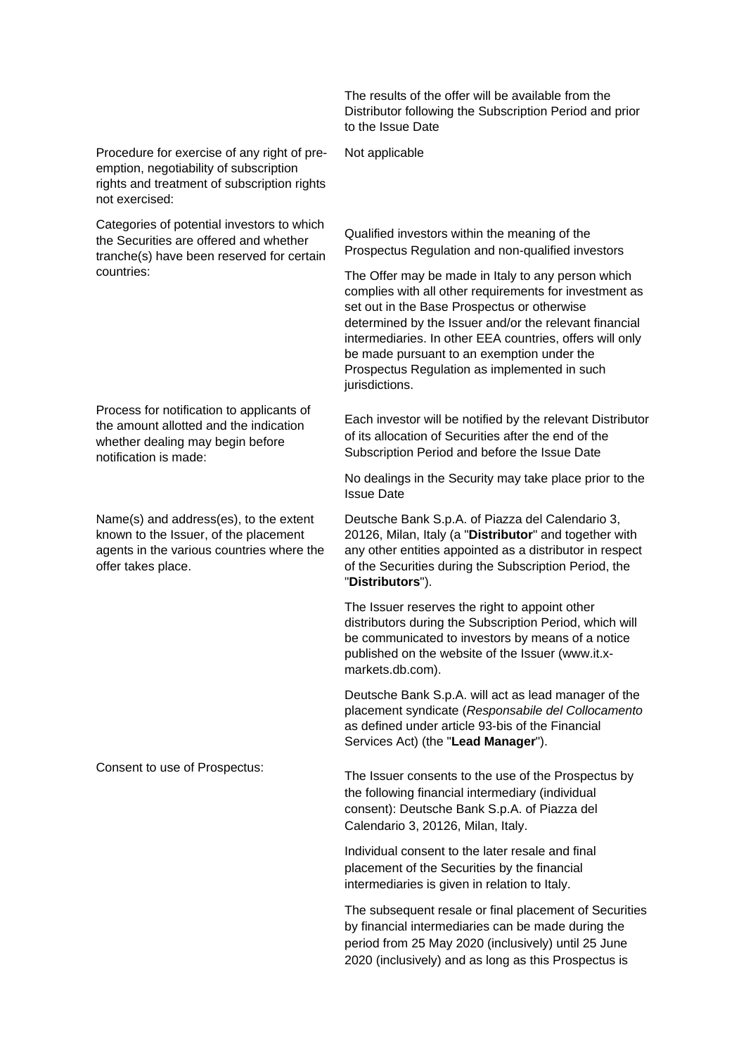| | |
|---|---|
| | The results of the offer will be available from the Distributor following the Subscription Period and prior to the Issue Date |
| Procedure for exercise of any right of pre-emption, negotiability of subscription rights and treatment of subscription rights not exercised: | Not applicable |
| Categories of potential investors to which the Securities are offered and whether tranche(s) have been reserved for certain countries: | Qualified investors within the meaning of the Prospectus Regulation and non-qualified investors<br><br>The Offer may be made in Italy to any person which complies with all other requirements for investment as set out in the Base Prospectus or otherwise determined by the Issuer and/or the relevant financial intermediaries. In other EEA countries, offers will only be made pursuant to an exemption under the Prospectus Regulation as implemented in such jurisdictions. |
| Process for notification to applicants of the amount allotted and the indication whether dealing may begin before notification is made: | Each investor will be notified by the relevant Distributor of its allocation of Securities after the end of the Subscription Period and before the Issue Date<br><br>No dealings in the Security may take place prior to the Issue Date |
| Name(s) and address(es), to the extent known to the Issuer, of the placement agents in the various countries where the offer takes place. | Deutsche Bank S.p.A. of Piazza del Calendario 3, 20126, Milan, Italy (a "**Distributor**" and together with any other entities appointed as a distributor in respect of the Securities during the Subscription Period, the "**Distributors**").<br><br>The Issuer reserves the right to appoint other distributors during the Subscription Period, which will be communicated to investors by means of a notice published on the website of the Issuer (www.it.x-markets.db.com).<br><br>Deutsche Bank S.p.A. will act as lead manager of the placement syndicate (*Responsabile del Collocamento* as defined under article 93-bis of the Financial Services Act) (the "**Lead Manager**"). |
| Consent to use of Prospectus: | The Issuer consents to the use of the Prospectus by the following financial intermediary (individual consent): Deutsche Bank S.p.A. of Piazza del Calendario 3, 20126, Milan, Italy.<br><br>Individual consent to the later resale and final placement of the Securities by the financial intermediaries is given in relation to Italy.<br><br>The subsequent resale or final placement of Securities by financial intermediaries can be made during the period from 25 May 2020 (inclusively) until 25 June 2020 (inclusively) and as long as this Prospectus is |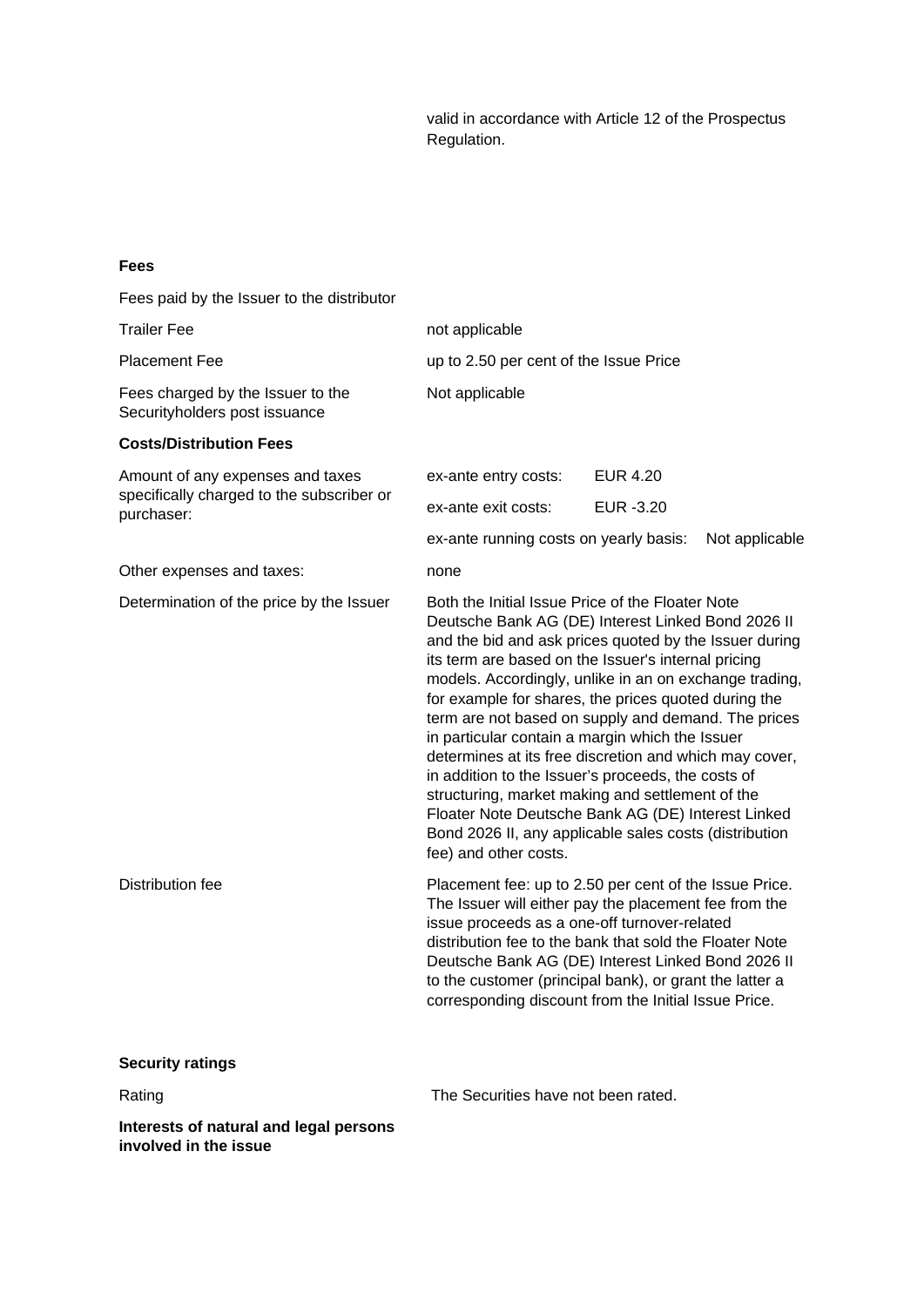valid in accordance with Article 12 of the Prospectus Regulation.

**Fees**

| | |
|---|---|
| Fees paid by the Issuer to the distributor | |
| Trailer Fee | not applicable |
| Placement Fee | up to 2.50 per cent of the Issue Price |
| Fees charged by the Issuer to the Securityholders post issuance | Not applicable |

**Costs/Distribution Fees**

| | | |
|---|---|---|
| Amount of any expenses and taxes specifically charged to the subscriber or purchaser: | ex-ante entry costs: | EUR 4.20 |
| | ex-ante exit costs: | EUR -3.20 |
| | ex-ante running costs on yearly basis: | Not applicable |

| | |
|---|---|
| Other expenses and taxes: | none |
| Determination of the price by the Issuer | Both the Initial Issue Price of the Floater Note Deutsche Bank AG (DE) Interest Linked Bond 2026 II and the bid and ask prices quoted by the Issuer during its term are based on the Issuer's internal pricing models. Accordingly, unlike in an on exchange trading, for example for shares, the prices quoted during the term are not based on supply and demand. The prices in particular contain a margin which the Issuer determines at its free discretion and which may cover, in addition to the Issuer's proceeds, the costs of structuring, market making and settlement of the Floater Note Deutsche Bank AG (DE) Interest Linked Bond 2026 II, any applicable sales costs (distribution fee) and other costs. |
| Distribution fee | Placement fee: up to 2.50 per cent of the Issue Price. The Issuer will either pay the placement fee from the issue proceeds as a one-off turnover-related distribution fee to the bank that sold the Floater Note Deutsche Bank AG (DE) Interest Linked Bond 2026 II to the customer (principal bank), or grant the latter a corresponding discount from the Initial Issue Price. |

**Security ratings**

| | |
|---|---|
| Rating | The Securities have not been rated. |

**Interests of natural and legal persons involved in the issue**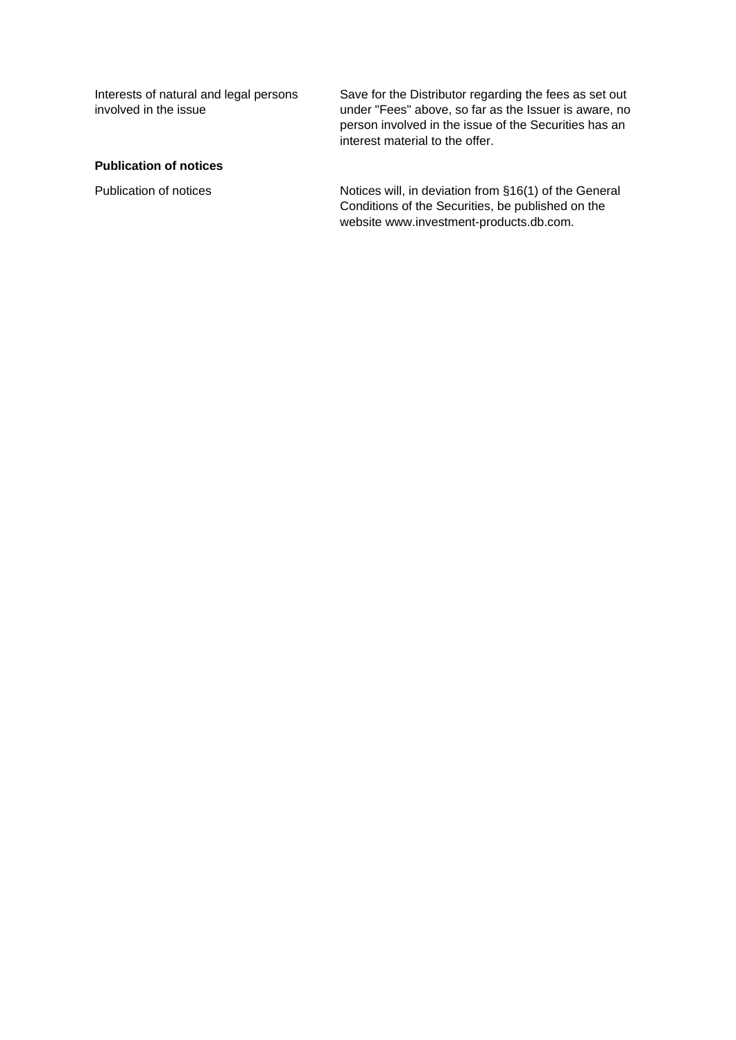| | |
|---|---|
| Interests of natural and legal persons involved in the issue | Save for the Distributor regarding the fees as set out under "Fees" above, so far as the Issuer is aware, no person involved in the issue of the Securities has an interest material to the offer. |

**Publication of notices**

| | |
|---|---|
| Publication of notices | Notices will, in deviation from §16(1) of the General Conditions of the Securities, be published on the website www.investment-products.db.com. |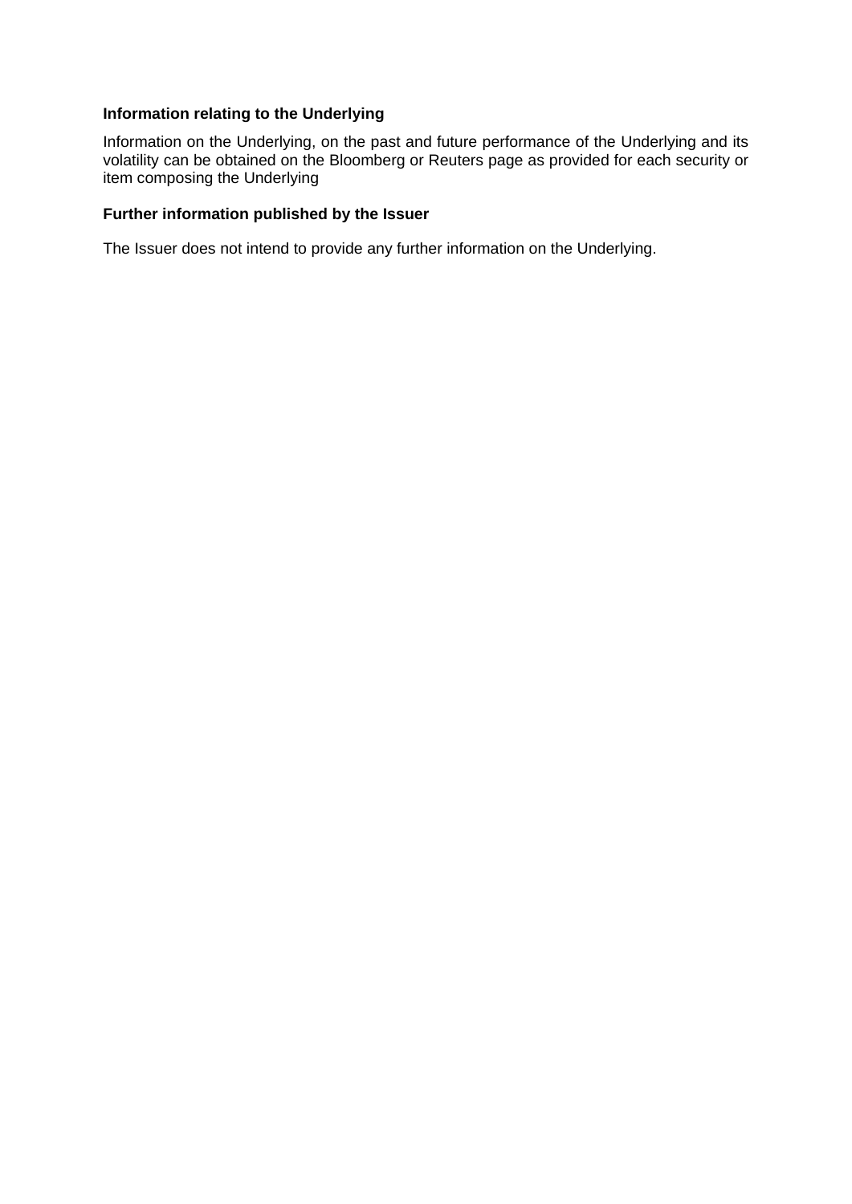**Information relating to the Underlying**

Information on the Underlying, on the past and future performance of the Underlying and its volatility can be obtained on the Bloomberg or Reuters page as provided for each security or item composing the Underlying

**Further information published by the Issuer**

The Issuer does not intend to provide any further information on the Underlying.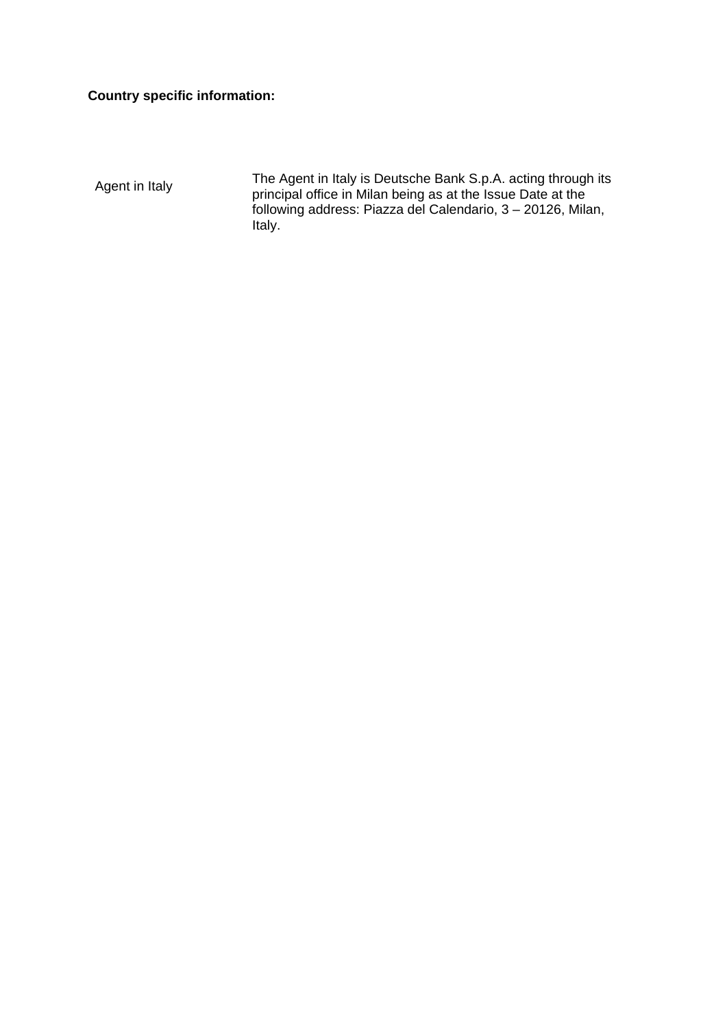**Country specific information:**

| | |
|---|---|
| Agent in Italy | The Agent in Italy is Deutsche Bank S.p.A. acting through its principal office in Milan being as at the Issue Date at the following address: Piazza del Calendario, 3 – 20126, Milan, Italy. |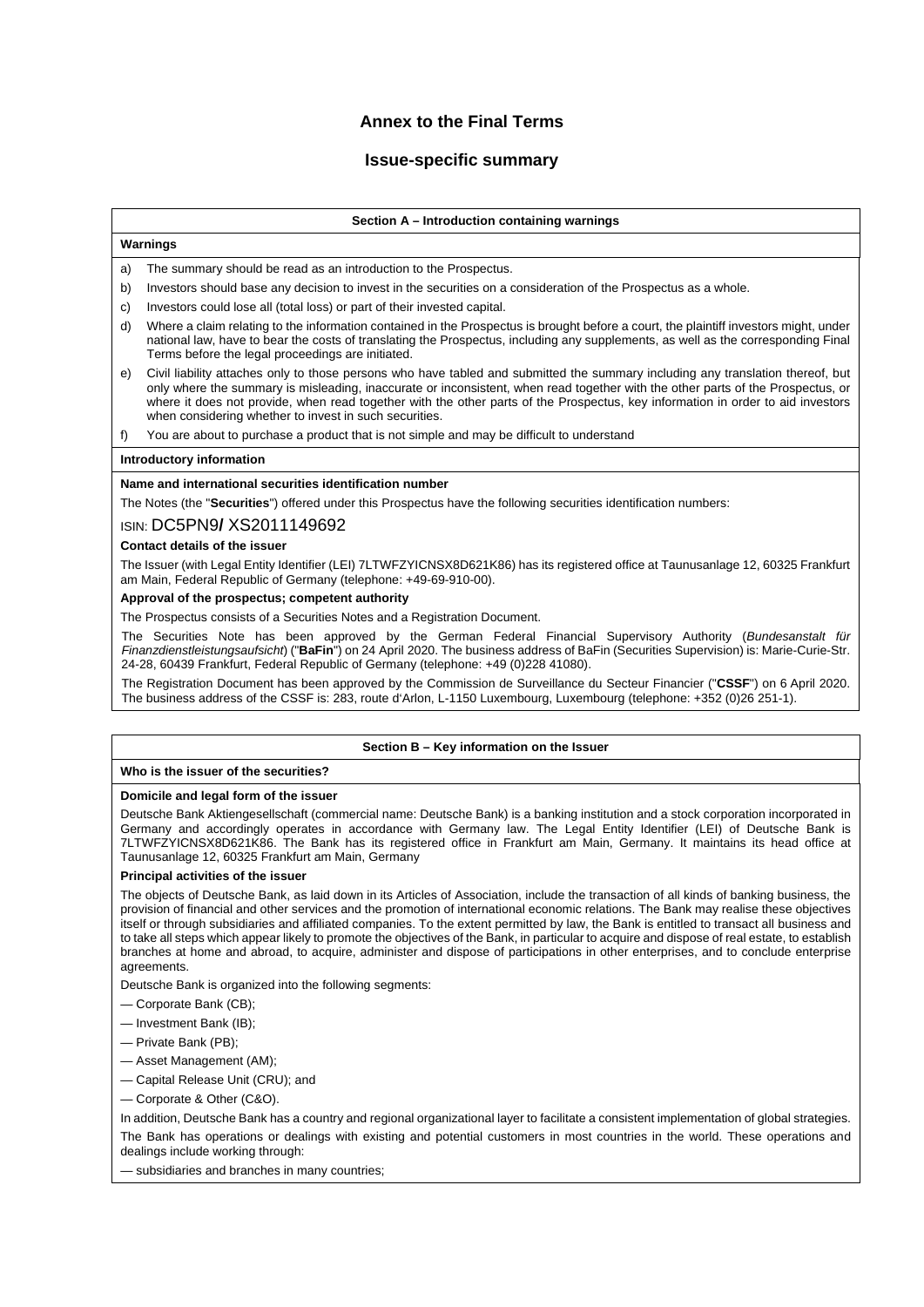# Annex to the Final Terms

## Issue-specific summary

### Section A – Introduction containing warnings

**Warnings**

a) The summary should be read as an introduction to the Prospectus.

b) Investors should base any decision to invest in the securities on a consideration of the Prospectus as a whole.

c) Investors could lose all (total loss) or part of their invested capital.

d) Where a claim relating to the information contained in the Prospectus is brought before a court, the plaintiff investors might, under national law, have to bear the costs of translating the Prospectus, including any supplements, as well as the corresponding Final Terms before the legal proceedings are initiated.

e) Civil liability attaches only to those persons who have tabled and submitted the summary including any translation thereof, but only where the summary is misleading, inaccurate or inconsistent, when read together with the other parts of the Prospectus, or where it does not provide, when read together with the other parts of the Prospectus, key information in order to aid investors when considering whether to invest in such securities.

f) You are about to purchase a product that is not simple and may be difficult to understand

**Introductory information**

**Name and international securities identification number**

The Notes (the "**Securities**") offered under this Prospectus have the following securities identification numbers:

ISIN: DC5PN9**/** XS2011149692

**Contact details of the issuer**

The Issuer (with Legal Entity Identifier (LEI) 7LTWFZYICNSX8D621K86) has its registered office at Taunusanlage 12, 60325 Frankfurt am Main, Federal Republic of Germany (telephone: +49-69-910-00).

**Approval of the prospectus; competent authority**

The Prospectus consists of a Securities Notes and a Registration Document.

The Securities Note has been approved by the German Federal Financial Supervisory Authority (*Bundesanstalt für Finanzdienstleistungsaufsicht*) ("**BaFin**") on 24 April 2020. The business address of BaFin (Securities Supervision) is: Marie-Curie-Str. 24-28, 60439 Frankfurt, Federal Republic of Germany (telephone: +49 (0)228 41080).

The Registration Document has been approved by the Commission de Surveillance du Secteur Financier ("**CSSF**") on 6 April 2020. The business address of the CSSF is: 283, route d'Arlon, L-1150 Luxembourg, Luxembourg (telephone: +352 (0)26 251-1).

### Section B – Key information on the Issuer

**Who is the issuer of the securities?**

**Domicile and legal form of the issuer**

Deutsche Bank Aktiengesellschaft (commercial name: Deutsche Bank) is a banking institution and a stock corporation incorporated in Germany and accordingly operates in accordance with Germany law. The Legal Entity Identifier (LEI) of Deutsche Bank is 7LTWFZYICNSX8D621K86. The Bank has its registered office in Frankfurt am Main, Germany. It maintains its head office at Taunusanlage 12, 60325 Frankfurt am Main, Germany

**Principal activities of the issuer**

The objects of Deutsche Bank, as laid down in its Articles of Association, include the transaction of all kinds of banking business, the provision of financial and other services and the promotion of international economic relations. The Bank may realise these objectives itself or through subsidiaries and affiliated companies. To the extent permitted by law, the Bank is entitled to transact all business and to take all steps which appear likely to promote the objectives of the Bank, in particular to acquire and dispose of real estate, to establish branches at home and abroad, to acquire, administer and dispose of participations in other enterprises, and to conclude enterprise agreements.

Deutsche Bank is organized into the following segments:

— Corporate Bank (CB);

— Investment Bank (IB);

— Private Bank (PB);

— Asset Management (AM);

— Capital Release Unit (CRU); and

— Corporate & Other (C&O).

In addition, Deutsche Bank has a country and regional organizational layer to facilitate a consistent implementation of global strategies.

The Bank has operations or dealings with existing and potential customers in most countries in the world. These operations and dealings include working through:

— subsidiaries and branches in many countries;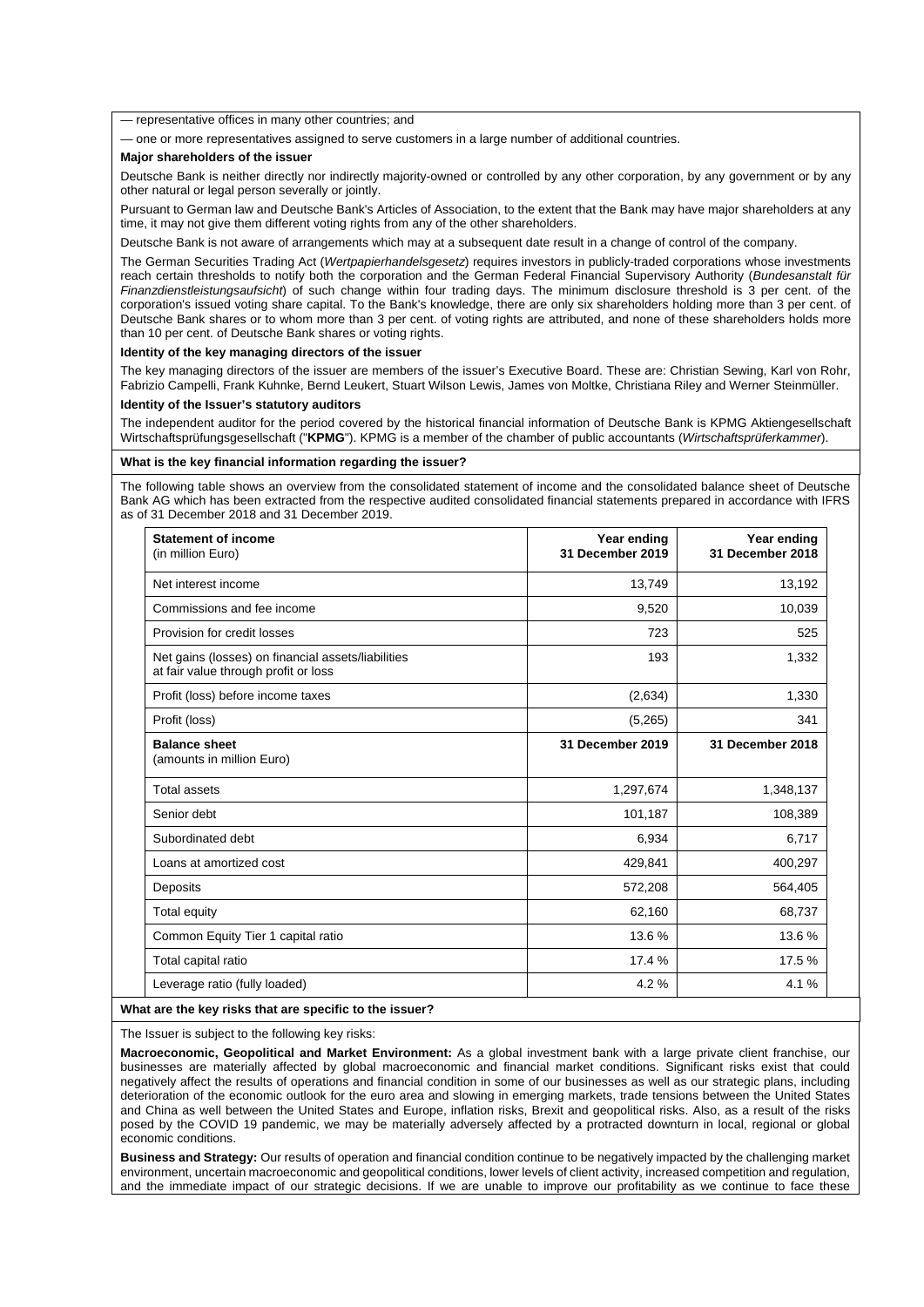— representative offices in many other countries; and

— one or more representatives assigned to serve customers in a large number of additional countries.

**Major shareholders of the issuer**

Deutsche Bank is neither directly nor indirectly majority-owned or controlled by any other corporation, by any government or by any other natural or legal person severally or jointly.

Pursuant to German law and Deutsche Bank's Articles of Association, to the extent that the Bank may have major shareholders at any time, it may not give them different voting rights from any of the other shareholders.

Deutsche Bank is not aware of arrangements which may at a subsequent date result in a change of control of the company.

The German Securities Trading Act (*Wertpapierhandelsgesetz*) requires investors in publicly-traded corporations whose investments reach certain thresholds to notify both the corporation and the German Federal Financial Supervisory Authority (*Bundesanstalt für Finanzdienstleistungsaufsicht*) of such change within four trading days. The minimum disclosure threshold is 3 per cent. of the corporation's issued voting share capital. To the Bank's knowledge, there are only six shareholders holding more than 3 per cent. of Deutsche Bank shares or to whom more than 3 per cent. of voting rights are attributed, and none of these shareholders holds more than 10 per cent. of Deutsche Bank shares or voting rights.

**Identity of the key managing directors of the issuer**

The key managing directors of the issuer are members of the issuer's Executive Board. These are: Christian Sewing, Karl von Rohr, Fabrizio Campelli, Frank Kuhnke, Bernd Leukert, Stuart Wilson Lewis, James von Moltke, Christiana Riley and Werner Steinmüller.

**Identity of the Issuer's statutory auditors**

The independent auditor for the period covered by the historical financial information of Deutsche Bank is KPMG Aktiengesellschaft Wirtschaftsprüfungsgesellschaft ("**KPMG**"). KPMG is a member of the chamber of public accountants (*Wirtschaftsprüferkammer*).

**What is the key financial information regarding the issuer?**

The following table shows an overview from the consolidated statement of income and the consolidated balance sheet of Deutsche Bank AG which has been extracted from the respective audited consolidated financial statements prepared in accordance with IFRS as of 31 December 2018 and 31 December 2019.

| **Statement of income** (in million Euro) | **Year ending 31 December 2019** | **Year ending 31 December 2018** |
|---|---|---|
| Net interest income | 13,749 | 13,192 |
| Commissions and fee income | 9,520 | 10,039 |
| Provision for credit losses | 723 | 525 |
| Net gains (losses) on financial assets/liabilities at fair value through profit or loss | 193 | 1,332 |
| Profit (loss) before income taxes | (2,634) | 1,330 |
| Profit (loss) | (5,265) | 341 |
| **Balance sheet** (amounts in million Euro) | **31 December 2019** | **31 December 2018** |
| Total assets | 1,297,674 | 1,348,137 |
| Senior debt | 101,187 | 108,389 |
| Subordinated debt | 6,934 | 6,717 |
| Loans at amortized cost | 429,841 | 400,297 |
| Deposits | 572,208 | 564,405 |
| Total equity | 62,160 | 68,737 |
| Common Equity Tier 1 capital ratio | 13.6 % | 13.6 % |
| Total capital ratio | 17.4 % | 17.5 % |
| Leverage ratio (fully loaded) | 4.2 % | 4.1 % |

**What are the key risks that are specific to the issuer?**

The Issuer is subject to the following key risks:

**Macroeconomic, Geopolitical and Market Environment:** As a global investment bank with a large private client franchise, our businesses are materially affected by global macroeconomic and financial market conditions. Significant risks exist that could negatively affect the results of operations and financial condition in some of our businesses as well as our strategic plans, including deterioration of the economic outlook for the euro area and slowing in emerging markets, trade tensions between the United States and China as well between the United States and Europe, inflation risks, Brexit and geopolitical risks. Also, as a result of the risks posed by the COVID 19 pandemic, we may be materially adversely affected by a protracted downturn in local, regional or global economic conditions.

**Business and Strategy:** Our results of operation and financial condition continue to be negatively impacted by the challenging market environment, uncertain macroeconomic and geopolitical conditions, lower levels of client activity, increased competition and regulation, and the immediate impact of our strategic decisions. If we are unable to improve our profitability as we continue to face these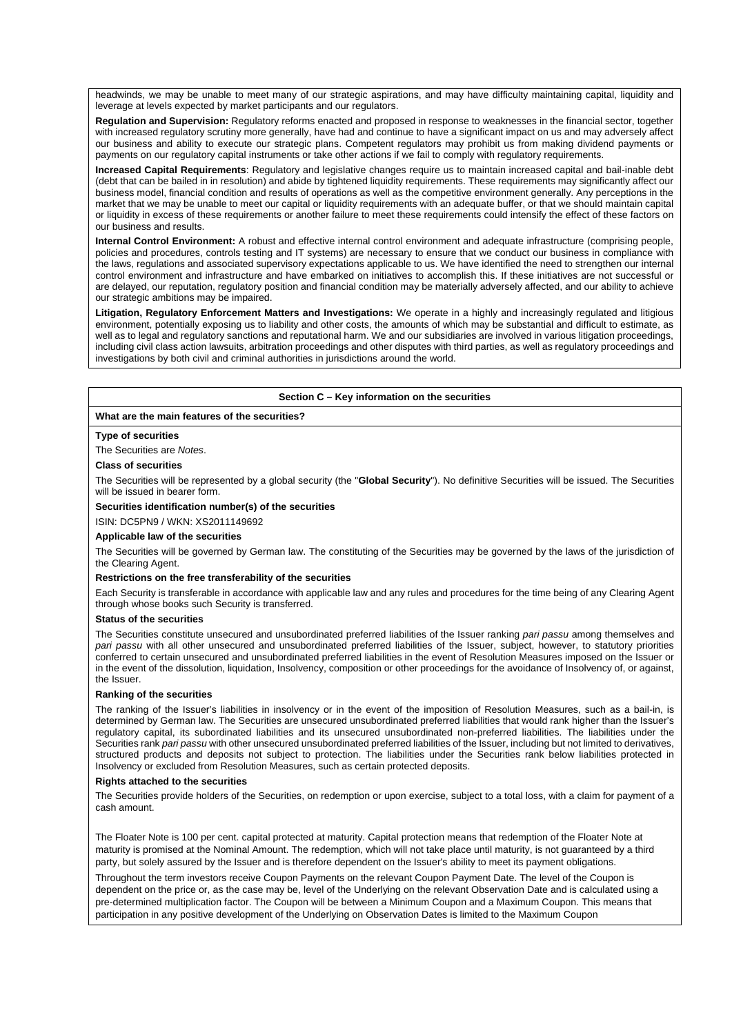headwinds, we may be unable to meet many of our strategic aspirations, and may have difficulty maintaining capital, liquidity and leverage at levels expected by market participants and our regulators.

**Regulation and Supervision:** Regulatory reforms enacted and proposed in response to weaknesses in the financial sector, together with increased regulatory scrutiny more generally, have had and continue to have a significant impact on us and may adversely affect our business and ability to execute our strategic plans. Competent regulators may prohibit us from making dividend payments or payments on our regulatory capital instruments or take other actions if we fail to comply with regulatory requirements.

**Increased Capital Requirements**: Regulatory and legislative changes require us to maintain increased capital and bail-inable debt (debt that can be bailed in in resolution) and abide by tightened liquidity requirements. These requirements may significantly affect our business model, financial condition and results of operations as well as the competitive environment generally. Any perceptions in the market that we may be unable to meet our capital or liquidity requirements with an adequate buffer, or that we should maintain capital or liquidity in excess of these requirements or another failure to meet these requirements could intensify the effect of these factors on our business and results.

**Internal Control Environment:** A robust and effective internal control environment and adequate infrastructure (comprising people, policies and procedures, controls testing and IT systems) are necessary to ensure that we conduct our business in compliance with the laws, regulations and associated supervisory expectations applicable to us. We have identified the need to strengthen our internal control environment and infrastructure and have embarked on initiatives to accomplish this. If these initiatives are not successful or are delayed, our reputation, regulatory position and financial condition may be materially adversely affected, and our ability to achieve our strategic ambitions may be impaired.

**Litigation, Regulatory Enforcement Matters and Investigations:** We operate in a highly and increasingly regulated and litigious environment, potentially exposing us to liability and other costs, the amounts of which may be substantial and difficult to estimate, as well as to legal and regulatory sanctions and reputational harm. We and our subsidiaries are involved in various litigation proceedings, including civil class action lawsuits, arbitration proceedings and other disputes with third parties, as well as regulatory proceedings and investigations by both civil and criminal authorities in jurisdictions around the world.

## Section C – Key information on the securities

### What are the main features of the securities?

**Type of securities**

The Securities are *Notes*.

**Class of securities**

The Securities will be represented by a global security (the "**Global Security**"). No definitive Securities will be issued. The Securities will be issued in bearer form.

**Securities identification number(s) of the securities**

ISIN: DC5PN9 / WKN: XS2011149692

**Applicable law of the securities**

The Securities will be governed by German law. The constituting of the Securities may be governed by the laws of the jurisdiction of the Clearing Agent.

**Restrictions on the free transferability of the securities**

Each Security is transferable in accordance with applicable law and any rules and procedures for the time being of any Clearing Agent through whose books such Security is transferred.

**Status of the securities**

The Securities constitute unsecured and unsubordinated preferred liabilities of the Issuer ranking *pari passu* among themselves and *pari passu* with all other unsecured and unsubordinated preferred liabilities of the Issuer, subject, however, to statutory priorities conferred to certain unsecured and unsubordinated preferred liabilities in the event of Resolution Measures imposed on the Issuer or in the event of the dissolution, liquidation, Insolvency, composition or other proceedings for the avoidance of Insolvency of, or against, the Issuer.

**Ranking of the securities**

The ranking of the Issuer's liabilities in insolvency or in the event of the imposition of Resolution Measures, such as a bail-in, is determined by German law. The Securities are unsecured unsubordinated preferred liabilities that would rank higher than the Issuer's regulatory capital, its subordinated liabilities and its unsecured unsubordinated non-preferred liabilities. The liabilities under the Securities rank *pari passu* with other unsecured unsubordinated preferred liabilities of the Issuer, including but not limited to derivatives, structured products and deposits not subject to protection. The liabilities under the Securities rank below liabilities protected in Insolvency or excluded from Resolution Measures, such as certain protected deposits.

**Rights attached to the securities**

The Securities provide holders of the Securities, on redemption or upon exercise, subject to a total loss, with a claim for payment of a cash amount.

The Floater Note is 100 per cent. capital protected at maturity. Capital protection means that redemption of the Floater Note at maturity is promised at the Nominal Amount. The redemption, which will not take place until maturity, is not guaranteed by a third party, but solely assured by the Issuer and is therefore dependent on the Issuer's ability to meet its payment obligations.

Throughout the term investors receive Coupon Payments on the relevant Coupon Payment Date. The level of the Coupon is dependent on the price or, as the case may be, level of the Underlying on the relevant Observation Date and is calculated using a pre-determined multiplication factor. The Coupon will be between a Minimum Coupon and a Maximum Coupon. This means that participation in any positive development of the Underlying on Observation Dates is limited to the Maximum Coupon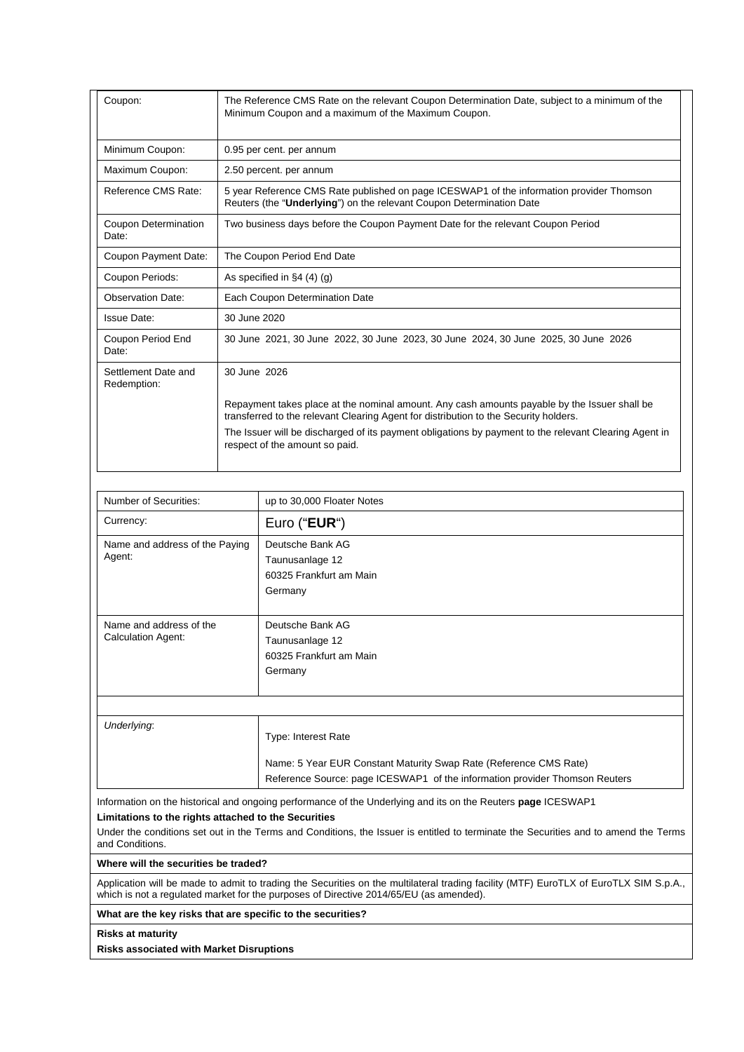| Coupon: | The Reference CMS Rate on the relevant Coupon Determination Date, subject to a minimum of the Minimum Coupon and a maximum of the Maximum Coupon. |
|---|---|
| Minimum Coupon: | 0.95 per cent. per annum |
| Maximum Coupon: | 2.50 percent. per annum |
| Reference CMS Rate: | 5 year Reference CMS Rate published on page ICESWAP1 of the information provider Thomson Reuters (the "**Underlying**") on the relevant Coupon Determination Date |
| Coupon Determination Date: | Two business days before the Coupon Payment Date for the relevant Coupon Period |
| Coupon Payment Date: | The Coupon Period End Date |
| Coupon Periods: | As specified in §4 (4) (g) |
| Observation Date: | Each Coupon Determination Date |
| Issue Date: | 30 June 2020 |
| Coupon Period End Date: | 30 June 2021, 30 June 2022, 30 June 2023, 30 June 2024, 30 June 2025, 30 June 2026 |
| Settlement Date and Redemption: | 30 June 2026<br><br>Repayment takes place at the nominal amount. Any cash amounts payable by the Issuer shall be transferred to the relevant Clearing Agent for distribution to the Security holders.<br>The Issuer will be discharged of its payment obligations by payment to the relevant Clearing Agent in respect of the amount so paid. |

| Number of Securities: | up to 30,000 Floater Notes |
|---|---|
| Currency: | Euro ("**EUR**") |
| Name and address of the Paying Agent: | Deutsche Bank AG<br>Taunusanlage 12<br>60325 Frankfurt am Main<br>Germany |
| Name and address of the Calculation Agent: | Deutsche Bank AG<br>Taunusanlage 12<br>60325 Frankfurt am Main<br>Germany |
| | |
| *Underlying*: | Type: Interest Rate<br><br>Name: 5 Year EUR Constant Maturity Swap Rate (Reference CMS Rate)<br>Reference Source: page ICESWAP1 of the information provider Thomson Reuters |

Information on the historical and ongoing performance of the Underlying and its on the Reuters **page** ICESWAP1

**Limitations to the rights attached to the Securities**

Under the conditions set out in the Terms and Conditions, the Issuer is entitled to terminate the Securities and to amend the Terms and Conditions.

**Where will the securities be traded?**

Application will be made to admit to trading the Securities on the multilateral trading facility (MTF) EuroTLX of EuroTLX SIM S.p.A., which is not a regulated market for the purposes of Directive 2014/65/EU (as amended).

**What are the key risks that are specific to the securities?**

**Risks at maturity**

**Risks associated with Market Disruptions**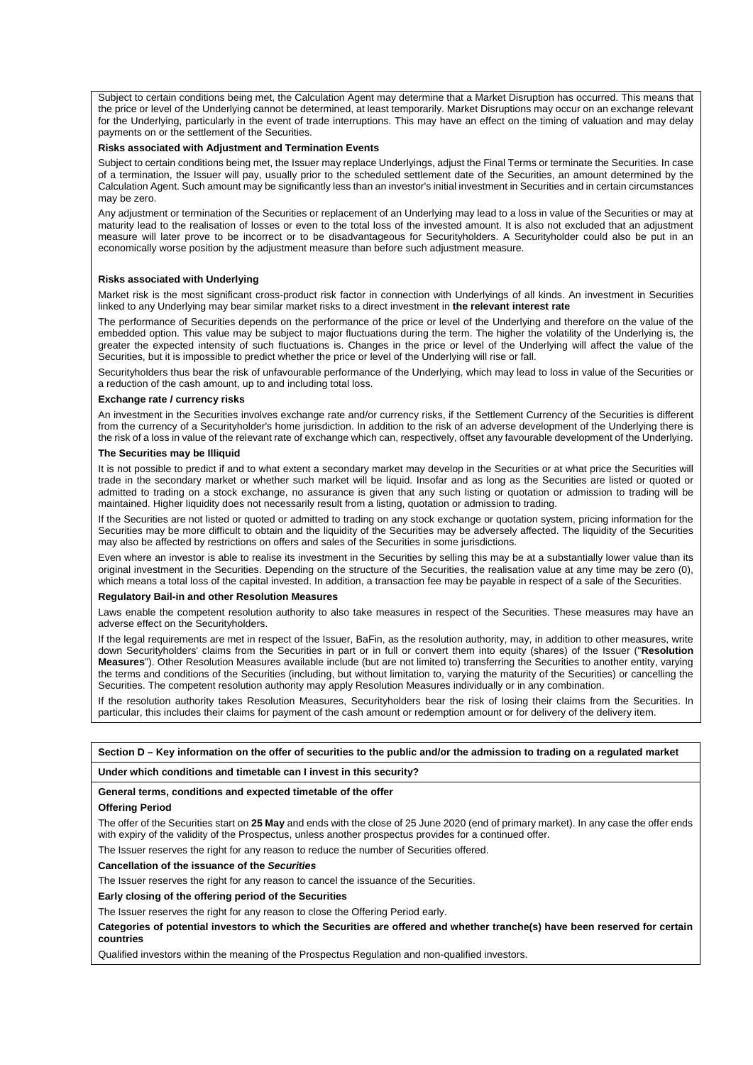Subject to certain conditions being met, the Calculation Agent may determine that a Market Disruption has occurred. This means that the price or level of the Underlying cannot be determined, at least temporarily. Market Disruptions may occur on an exchange relevant for the Underlying, particularly in the event of trade interruptions. This may have an effect on the timing of valuation and may delay payments on or the settlement of the Securities.

**Risks associated with Adjustment and Termination Events**

Subject to certain conditions being met, the Issuer may replace Underlyings, adjust the Final Terms or terminate the Securities. In case of a termination, the Issuer will pay, usually prior to the scheduled settlement date of the Securities, an amount determined by the Calculation Agent. Such amount may be significantly less than an investor's initial investment in Securities and in certain circumstances may be zero.

Any adjustment or termination of the Securities or replacement of an Underlying may lead to a loss in value of the Securities or may at maturity lead to the realisation of losses or even to the total loss of the invested amount. It is also not excluded that an adjustment measure will later prove to be incorrect or to be disadvantageous for Securityholders. A Securityholder could also be put in an economically worse position by the adjustment measure than before such adjustment measure.

**Risks associated with Underlying**

Market risk is the most significant cross-product risk factor in connection with Underlyings of all kinds. An investment in Securities linked to any Underlying may bear similar market risks to a direct investment in **the relevant interest rate**

The performance of Securities depends on the performance of the price or level of the Underlying and therefore on the value of the embedded option. This value may be subject to major fluctuations during the term. The higher the volatility of the Underlying is, the greater the expected intensity of such fluctuations is. Changes in the price or level of the Underlying will affect the value of the Securities, but it is impossible to predict whether the price or level of the Underlying will rise or fall.

Securityholders thus bear the risk of unfavourable performance of the Underlying, which may lead to loss in value of the Securities or a reduction of the cash amount, up to and including total loss.

**Exchange rate / currency risks**

An investment in the Securities involves exchange rate and/or currency risks, if the Settlement Currency of the Securities is different from the currency of a Securityholder's home jurisdiction. In addition to the risk of an adverse development of the Underlying there is the risk of a loss in value of the relevant rate of exchange which can, respectively, offset any favourable development of the Underlying.

**The Securities may be Illiquid**

It is not possible to predict if and to what extent a secondary market may develop in the Securities or at what price the Securities will trade in the secondary market or whether such market will be liquid. Insofar and as long as the Securities are listed or quoted or admitted to trading on a stock exchange, no assurance is given that any such listing or quotation or admission to trading will be maintained. Higher liquidity does not necessarily result from a listing, quotation or admission to trading.

If the Securities are not listed or quoted or admitted to trading on any stock exchange or quotation system, pricing information for the Securities may be more difficult to obtain and the liquidity of the Securities may be adversely affected. The liquidity of the Securities may also be affected by restrictions on offers and sales of the Securities in some jurisdictions.

Even where an investor is able to realise its investment in the Securities by selling this may be at a substantially lower value than its original investment in the Securities. Depending on the structure of the Securities, the realisation value at any time may be zero (0), which means a total loss of the capital invested. In addition, a transaction fee may be payable in respect of a sale of the Securities.

**Regulatory Bail-in and other Resolution Measures**

Laws enable the competent resolution authority to also take measures in respect of the Securities. These measures may have an adverse effect on the Securityholders.

If the legal requirements are met in respect of the Issuer, BaFin, as the resolution authority, may, in addition to other measures, write down Securityholders' claims from the Securities in part or in full or convert them into equity (shares) of the Issuer ("**Resolution Measures**"). Other Resolution Measures available include (but are not limited to) transferring the Securities to another entity, varying the terms and conditions of the Securities (including, but without limitation to, varying the maturity of the Securities) or cancelling the Securities. The competent resolution authority may apply Resolution Measures individually or in any combination.

If the resolution authority takes Resolution Measures, Securityholders bear the risk of losing their claims from the Securities. In particular, this includes their claims for payment of the cash amount or redemption amount or for delivery of the delivery item.

**Section D – Key information on the offer of securities to the public and/or the admission to trading on a regulated market**

**Under which conditions and timetable can I invest in this security?**

**General terms, conditions and expected timetable of the offer**

**Offering Period**

The offer of the Securities start on **25 May** and ends with the close of 25 June 2020 (end of primary market). In any case the offer ends with expiry of the validity of the Prospectus, unless another prospectus provides for a continued offer.

The Issuer reserves the right for any reason to reduce the number of Securities offered.

**Cancellation of the issuance of the *Securities***

The Issuer reserves the right for any reason to cancel the issuance of the Securities.

**Early closing of the offering period of the Securities**

The Issuer reserves the right for any reason to close the Offering Period early.

**Categories of potential investors to which the Securities are offered and whether tranche(s) have been reserved for certain countries**

Qualified investors within the meaning of the Prospectus Regulation and non-qualified investors.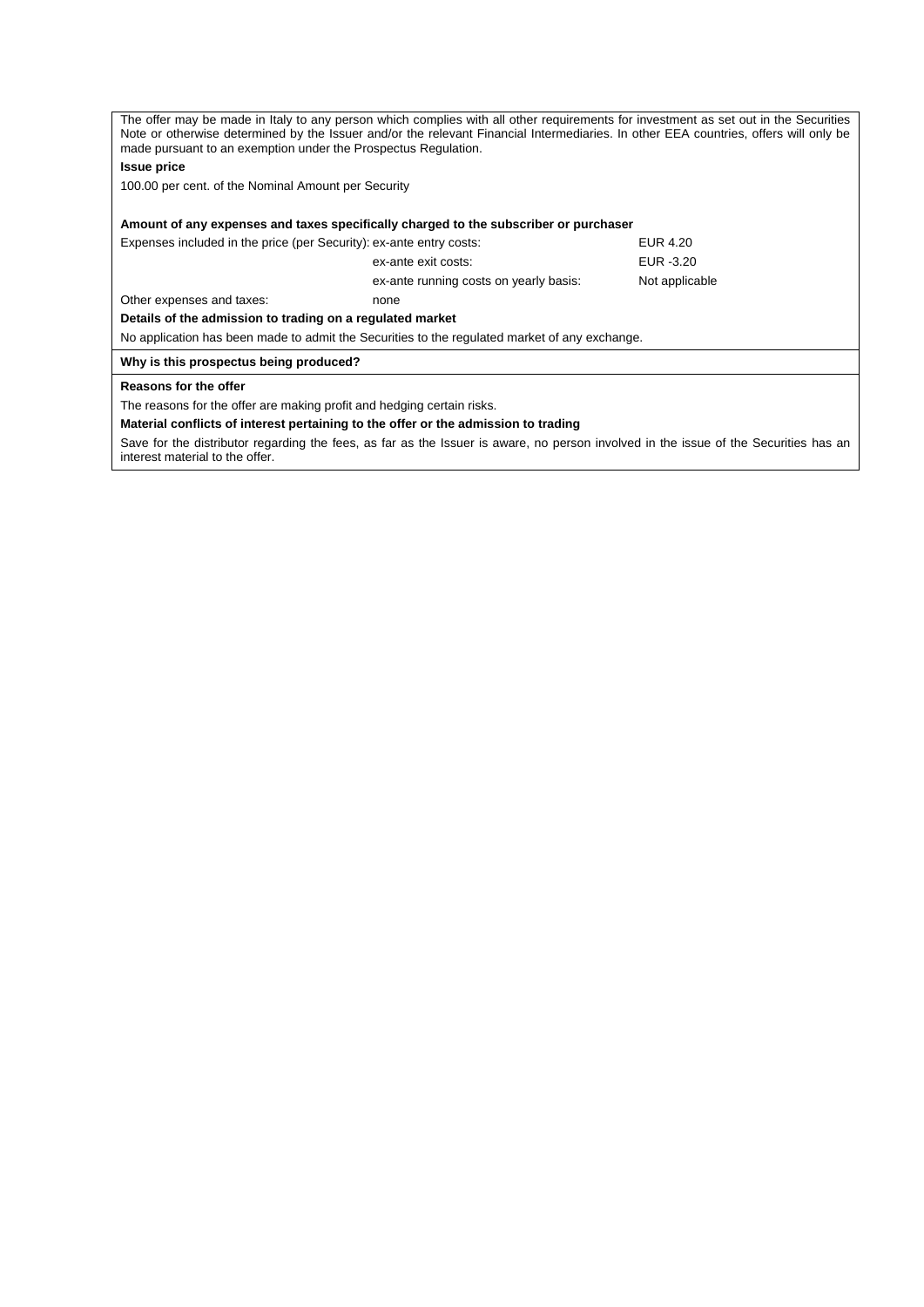The offer may be made in Italy to any person which complies with all other requirements for investment as set out in the Securities Note or otherwise determined by the Issuer and/or the relevant Financial Intermediaries. In other EEA countries, offers will only be made pursuant to an exemption under the Prospectus Regulation.

**Issue price**

100.00 per cent. of the Nominal Amount per Security

**Amount of any expenses and taxes specifically charged to the subscriber or purchaser**

| | | |
|---|---|---|
| Expenses included in the price (per Security): | ex-ante entry costs: | EUR 4.20 |
| | ex-ante exit costs: | EUR -3.20 |
| | ex-ante running costs on yearly basis: | Not applicable |
| Other expenses and taxes: | none | |

**Details of the admission to trading on a regulated market**

No application has been made to admit the Securities to the regulated market of any exchange.

**Why is this prospectus being produced?**

**Reasons for the offer**

The reasons for the offer are making profit and hedging certain risks.

**Material conflicts of interest pertaining to the offer or the admission to trading**

Save for the distributor regarding the fees, as far as the Issuer is aware, no person involved in the issue of the Securities has an interest material to the offer.